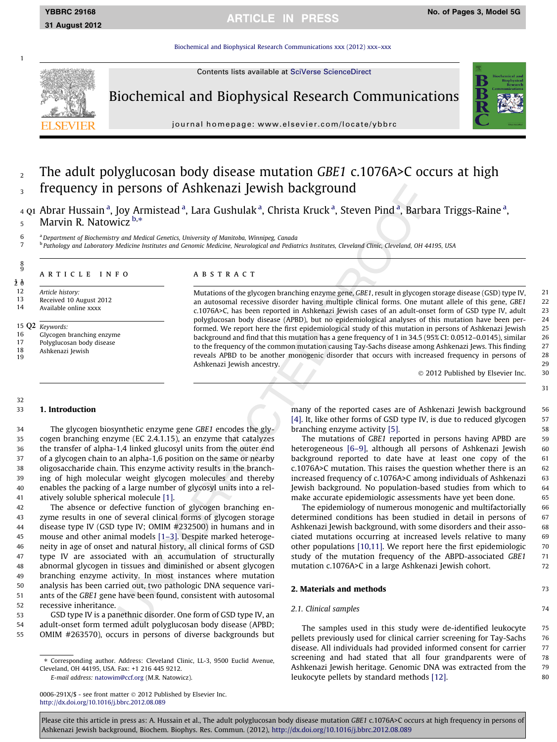# The adult polyglucosan body disease mutation *GBE1* c.1076A>C occurs at high frequency in persons of Ashkenazi Jewish background

Abrar Hussain [a], Joy Armistead [a], Lara Gushulak [a], Christa Kruck [a], Steven Pind [a], Barbara Triggs-Raine [a], Marvin R. Natowicz [b,*]

[a] Department of Biochemistry and Medical Genetics, University of Manitoba, Winnipeg, Canada

[b] Pathology and Laboratory Medicine Institutes and Genomic Medicine, Neurological and Pediatrics Institutes, Cleveland Clinic, Cleveland, OH 44195, USA

**ARTICLE INFO**

*Article history:*
Received 10 August 2012
Available online xxxx

*Keywords:*
Glycogen branching enzyme
Polyglucosan body disease
Ashkenazi Jewish

**ABSTRACT**

Mutations of the glycogen branching enzyme gene, *GBE1*, result in glycogen storage disease (GSD) type IV, an autosomal recessive disorder having multiple clinical forms. One mutant allele of this gene, *GBE1* c.1076A>C, has been reported in Ashkenazi Jewish cases of an adult-onset form of GSD type IV, adult polyglucosan body disease (APBD), but no epidemiological analyses of this mutation have been performed. We report here the first epidemiological study of this mutation in persons of Ashkenazi Jewish background and find that this mutation has a gene frequency of 1 in 34.5 (95% CI: 0.0512–0.0145), similar to the frequency of the common mutation causing Tay-Sachs disease among Ashkenazi Jews. This finding reveals APBD to be another monogenic disorder that occurs with increased frequency in persons of Ashkenazi Jewish ancestry.

© 2012 Published by Elsevier Inc.

## 1. Introduction

The glycogen biosynthetic enzyme gene *GBE1* encodes the glycogen branching enzyme (EC 2.4.1.15), an enzyme that catalyzes the transfer of alpha-1,4 linked glucosyl units from the outer end of a glycogen chain to an alpha-1,6 position on the same or nearby oligosaccharide chain. This enzyme activity results in the branching of high molecular weight glycogen molecules and thereby enables the packing of a large number of glycosyl units into a relatively soluble spherical molecule [1].

The absence or defective function of glycogen branching enzyme results in one of several clinical forms of glycogen storage disease type IV (GSD type IV; OMIM #232500) in humans and in mouse and other animal models [1–3]. Despite marked heterogeneity in age of onset and natural history, all clinical forms of GSD type IV are associated with an accumulation of structurally abnormal glycogen in tissues and diminished or absent glycogen branching enzyme activity. In most instances where mutation analysis has been carried out, two pathologic DNA sequence variants of the *GBE1* gene have been found, consistent with autosomal recessive inheritance.

GSD type IV is a panethnic disorder. One form of GSD type IV, an adult-onset form termed adult polyglucosan body disease (APBD; OMIM #263570), occurs in persons of diverse backgrounds but many of the reported cases are of Ashkenazi Jewish background [4]. It, like other forms of GSD type IV, is due to reduced glycogen branching enzyme activity [5].

The mutations of *GBE1* reported in persons having APBD are heterogeneous [6–9], although all persons of Ashkenazi Jewish background reported to date have at least one copy of the c.1076A>C mutation. This raises the question whether there is an increased frequency of c.1076A>C among individuals of Ashkenazi Jewish background. No population-based studies from which to make accurate epidemiologic assessments have yet been done.

The epidemiology of numerous monogenic and multifactorially determined conditions has been studied in detail in persons of Ashkenazi Jewish background, with some disorders and their associated mutations occurring at increased levels relative to many other populations [10,11]. We report here the first epidemiologic study of the mutation frequency of the APBD-associated *GBE1* mutation c.1076A>C in a large Ashkenazi Jewish cohort.

## 2. Materials and methods

### 2.1. Clinical samples

The samples used in this study were de-identified leukocyte pellets previously used for clinical carrier screening for Tay-Sachs disease. All individuals had provided informed consent for carrier screening and had stated that all four grandparents were of Ashkenazi Jewish heritage. Genomic DNA was extracted from the leukocyte pellets by standard methods [12].

* Corresponding author. Address: Cleveland Clinic, LL-3, 9500 Euclid Avenue, Cleveland, OH 44195, USA. Fax: +1 216 445 9212.
E-mail address: natowim@ccf.org (M.R. Natowicz).

0006-291X/$ - see front matter © 2012 Published by Elsevier Inc.
http://dx.doi.org/10.1016/j.bbrc.2012.08.089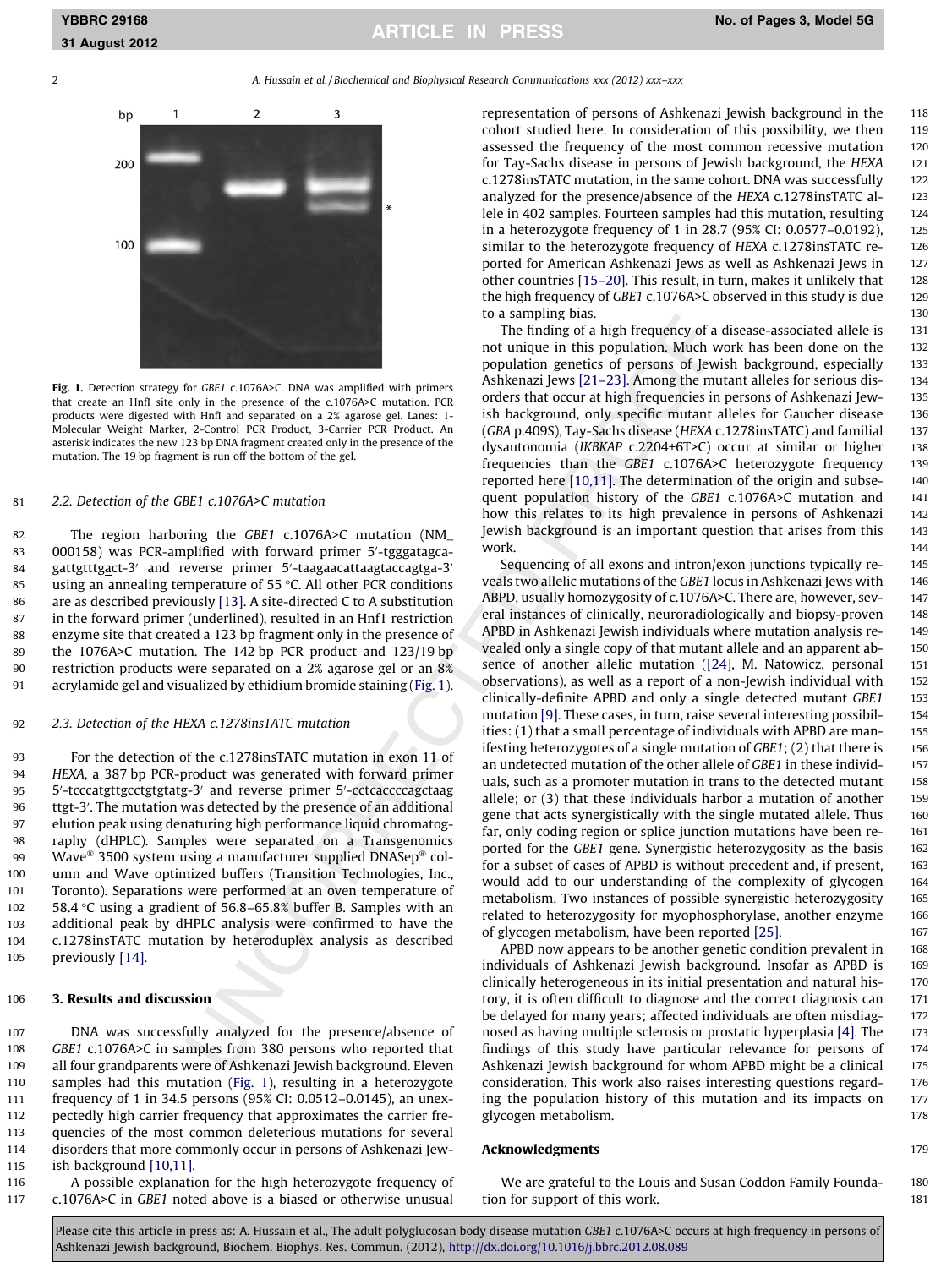Fig. 1. Detection strategy for *GBE1* c.1076A>C. DNA was amplified with primers that create an HnfI site only in the presence of the c.1076A>C mutation. PCR products were digested with HnfI and separated on a 2% agarose gel. Lanes: 1-Molecular Weight Marker, 2-Control PCR Product, 3-Carrier PCR Product. An asterisk indicates the new 123 bp DNA fragment created only in the presence of the mutation. The 19 bp fragment is run off the bottom of the gel.

### 2.2. Detection of the *GBE1* c.1076A>C mutation

The region harboring the *GBE1* c.1076A>C mutation (NM_000158) was PCR-amplified with forward primer 5′-tgggatagcagattgtttgact-3′ and reverse primer 5′-taagaacattaagtaccagtga-3′ using an annealing temperature of 55 °C. All other PCR conditions are as described previously [13]. A site-directed C to A substitution in the forward primer (underlined), resulted in an Hnf1 restriction enzyme site that created a 123 bp fragment only in the presence of the 1076A>C mutation. The 142 bp PCR product and 123/19 bp restriction products were separated on a 2% agarose gel or an 8% acrylamide gel and visualized by ethidium bromide staining (Fig. 1).

### 2.3. Detection of the *HEXA* c.1278insTATC mutation

For the detection of the c.1278insTATC mutation in exon 11 of *HEXA*, a 387 bp PCR-product was generated with forward primer 5′-tcccatgttgcctgtgtatg-3′ and reverse primer 5′-cctcaccccagctaagttgt-3′. The mutation was detected by the presence of an additional elution peak using denaturing high performance liquid chromatography (dHPLC). Samples were separated on a Transgenomics Wave® 3500 system using a manufacturer supplied DNASep® column and Wave optimized buffers (Transition Technologies, Inc., Toronto). Separations were performed at an oven temperature of 58.4 °C using a gradient of 56.8–65.8% buffer B. Samples with an additional peak by dHPLC analysis were confirmed to have the c.1278insTATC mutation by heteroduplex analysis as described previously [14].

## 3. Results and discussion

DNA was successfully analyzed for the presence/absence of *GBE1* c.1076A>C in samples from 380 persons who reported that all four grandparents were of Ashkenazi Jewish background. Eleven samples had this mutation (Fig. 1), resulting in a heterozygote frequency of 1 in 34.5 persons (95% CI: 0.0512–0.0145), an unexpectedly high carrier frequency that approximates the carrier frequencies of the most common deleterious mutations for several disorders that more commonly occur in persons of Ashkenazi Jewish background [10,11].

A possible explanation for the high heterozygote frequency of c.1076A>C in *GBE1* noted above is a biased or otherwise unusual representation of persons of Ashkenazi Jewish background in the cohort studied here. In consideration of this possibility, we then assessed the frequency of the most common recessive mutation for Tay-Sachs disease in persons of Jewish background, the *HEXA* c.1278insTATC mutation, in the same cohort. DNA was successfully analyzed for the presence/absence of the *HEXA* c.1278insTATC allele in 402 samples. Fourteen samples had this mutation, resulting in a heterozygote frequency of 1 in 28.7 (95% CI: 0.0577–0.0192), similar to the heterozygote frequency of *HEXA* c.1278insTATC reported for American Ashkenazi Jews as well as Ashkenazi Jews in other countries [15–20]. This result, in turn, makes it unlikely that the high frequency of *GBE1* c.1076A>C observed in this study is due to a sampling bias.

The finding of a high frequency of a disease-associated allele is not unique in this population. Much work has been done on the population genetics of persons of Jewish background, especially Ashkenazi Jews [21–23]. Among the mutant alleles for serious disorders that occur at high frequencies in persons of Ashkenazi Jewish background, only specific mutant alleles for Gaucher disease (*GBA* p.409S), Tay-Sachs disease (*HEXA* c.1278insTATC) and familial dysautonomia (*IKBKAP* c.2204+6T>C) occur at similar or higher frequencies than the *GBE1* c.1076A>C heterozygote frequency reported here [10,11]. The determination of the origin and subsequent population history of the *GBE1* c.1076A>C mutation and how this relates to its high prevalence in persons of Ashkenazi Jewish background is an important question that arises from this work.

Sequencing of all exons and intron/exon junctions typically reveals two allelic mutations of the *GBE1* locus in Ashkenazi Jews with ABPD, usually homozygosity of c.1076A>C. There are, however, several instances of clinically, neuroradiologically and biopsy-proven APBD in Ashkenazi Jewish individuals where mutation analysis revealed only a single copy of that mutant allele and an apparent absence of another allelic mutation ([24], M. Natowicz, personal observations), as well as a report of a non-Jewish individual with clinically-definite APBD and only a single detected mutant *GBE1* mutation [9]. These cases, in turn, raise several interesting possibilities: (1) that a small percentage of individuals with APBD are manifesting heterozygotes of a single mutation of *GBE1*; (2) that there is an undetected mutation of the other allele of *GBE1* in these individuals, such as a promoter mutation in trans to the detected mutant allele; or (3) that these individuals harbor a mutation of another gene that acts synergistically with the single mutated allele. Thus far, only coding region or splice junction mutations have been reported for the *GBE1* gene. Synergistic heterozygosity as the basis for a subset of cases of APBD is without precedent and, if present, would add to our understanding of the complexity of glycogen metabolism. Two instances of possible synergistic heterozygosity related to heterozygosity for myophosphorylase, another enzyme of glycogen metabolism, have been reported [25].

APBD now appears to be another genetic condition prevalent in individuals of Ashkenazi Jewish background. Insofar as APBD is clinically heterogeneous in its initial presentation and natural history, it is often difficult to diagnose and the correct diagnosis can be delayed for many years; affected individuals are often misdiagnosed as having multiple sclerosis or prostatic hyperplasia [4]. The findings of this study have particular relevance for persons of Ashkenazi Jewish background for whom APBD might be a clinical consideration. This work also raises interesting questions regarding the population history of this mutation and its impacts on glycogen metabolism.

## Acknowledgments

We are grateful to the Louis and Susan Coddon Family Foundation for support of this work.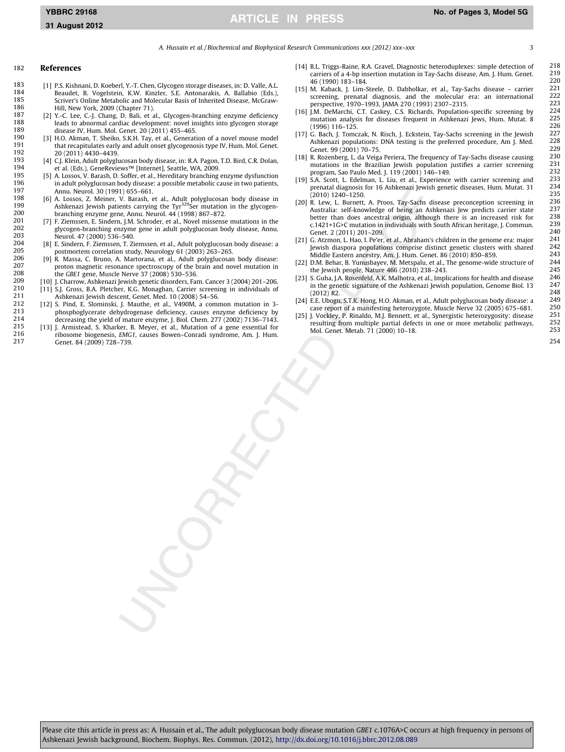## References

[1] P.S. Kishnani, D. Koeberl, Y.-T. Chen, Glycogen storage diseases, in: D. Valle, A.L. Beaudet, B. Vogelstein, K.W. Kinzler, S.E. Antonarakis, A. Ballabio (Eds.), Scriver's Online Metabolic and Molecular Basis of Inherited Disease, McGraw-Hill, New York, 2009 (Chapter 71).

[2] Y.-C. Lee, C.-J. Chang, D. Bali, et al., Glycogen-branching enzyme deficiency leads to abnormal cardiac development: novel insights into glycogen storage disease IV, Hum. Mol. Genet. 20 (2011) 455–465.

[3] H.O. Akman, T. Sheiko, S.K.H. Tay, et al., Generation of a novel mouse model that recapitulates early and adult onset glycogenosis type IV, Hum. Mol. Genet. 20 (2011) 4430–4439.

[4] C.J. Klein, Adult polyglucosan body disease, in: R.A. Pagon, T.D. Bird, C.R. Dolan, et al. (Eds.), GeneReviews™ [Internet], Seattle, WA, 2009.

[5] A. Lossos, V. Barash, D. Soffer, et al., Hereditary branching enzyme dysfunction in adult polyglucosan body disease: a possible metabolic cause in two patients, Annu. Neurol. 30 (1991) 655–661.

[6] A. Lossos, Z. Meiner, V. Barash, et al., Adult polyglucosan body disease in Ashkenazi Jewish patients carrying the Tyr$^{329}$Ser mutation in the glycogen-branching enzyme gene, Annu. Neurol. 44 (1998) 867–872.

[7] F. Ziemssen, E. Sindern, J.M. Schroder, et al., Novel missense mutations in the glycogen-branching enzyme gene in adult polyglucosan body disease, Annu. Neurol. 47 (2000) 536–540.

[8] E. Sindern, F. Ziemssen, T. Ziemssen, et al., Adult polyglucosan body disease: a postmortem correlation study, Neurology 61 (2003) 263–265.

[9] R. Massa, C. Bruno, A. Martorana, et al., Adult polyglucosan body disease: proton magnetic resonance spectroscopy of the brain and novel mutation in the *GBE1* gene, Muscle Nerve 37 (2008) 530–536.

[10] J. Charrow, Ashkenazi Jewish genetic disorders, Fam. Cancer 3 (2004) 201–206.

[11] S.J. Gross, B.A. Pletcher, K.G. Monaghan, Carrier screening in individuals of Ashkenazi Jewish descent, Genet. Med. 10 (2008) 54–56.

[12] S. Pind, E. Slominski, J. Mauthe, et al., V490M, a common mutation in 3-phosphoglycerate dehydrogenase deficiency, causes enzyme deficiency by decreasing the yield of mature enzyme, J. Biol. Chem. 277 (2002) 7136–7143.

[13] J. Armistead, S. Kharker, B. Meyer, et al., Mutation of a gene essential for ribosome biogenesis, *EMG1*, causes Bowen–Conradi syndrome, Am. J. Hum. Genet. 84 (2009) 728–739.

[14] B.L. Triggs-Raine, R.A. Gravel, Diagnostic heteroduplexes: simple detection of carriers of a 4-bp insertion mutation in Tay-Sachs disease, Am. J. Hum. Genet. 46 (1990) 183–184.

[15] M. Kaback, J. Lim-Steele, D. Dabholkar, et al., Tay-Sachs disease – carrier screening, prenatal diagnosis, and the molecular era: an international perspective, 1970–1993, JAMA 270 (1993) 2307–2315.

[16] J.M. DeMarchi, C.T. Caskey, C.S. Richards, Population-specific screening by mutation analysis for diseases frequent in Ashkenazi Jews, Hum. Mutat. 8 (1996) 116–125.

[17] G. Bach, J. Tomczak, N. Risch, J. Eckstein, Tay-Sachs screening in the Jewish Ashkenazi populations: DNA testing is the preferred procedure, Am J. Med. Genet. 99 (2001) 70–75.

[18] R. Rozenberg, L. da Veiga Periera, The frequency of Tay-Sachs disease causing mutations in the Brazilian Jewish population justifies a carrier screening program, Sao Paulo Med. J. 119 (2001) 146–149.

[19] S.A. Scott, L. Edelman, L. Liu, et al., Experience with carrier screening and prenatal diagnosis for 16 Ashkenazi Jewish genetic diseases, Hum. Mutat. 31 (2010) 1240–1250.

[20] R. Lew, L. Burnett, A. Proos, Tay-Sachs disease preconception screening in Australia: self-knowledge of being an Ashkenazi Jew predicts carrier state better than does ancestral origin, although there is an increased risk for c.1421+1G>C mutation in individuals with South African heritage, J. Commun. Genet. 2 (2011) 201–209.

[21] G. Atzmon, L. Hao, I. Pe'er, et al., Abraham's children in the genome era: major Jewish diaspora populations comprise distinct genetic clusters with shared Middle Eastern ancestry, Am. J. Hum. Genet. 86 (2010) 850–859.

[22] D.M. Behar, B. Yunusbayev, M. Metspalu, et al., The genome-wide structure of the Jewish people, Nature 466 (2010) 238–243.

[23] S. Guha, J.A. Rosenfeld, A.K. Malhotra, et al., Implications for health and disease in the genetic signature of the Ashkenazi Jewish population, Genome Biol. 13 (2012) R2.

[24] E.E. Ubogu, S.T.K. Hong, H.O. Akman, et al., Adult polyglucosan body disease: a case report of a manifesting heterozygote, Muscle Nerve 32 (2005) 675–681.

[25] J. Vockley, P. Rinaldo, M.J. Bennett, et al., Synergistic heterozygosity: disease resulting from multiple partial defects in one or more metabolic pathways, Mol. Genet. Metab. 71 (2000) 10–18.

Please cite this article in press as: A. Hussain et al., The adult polyglucosan body disease mutation *GBE1* c.1076A>C occurs at high frequency in persons of Ashkenazi Jewish background, Biochem. Biophys. Res. Commun. (2012), http://dx.doi.org/10.1016/j.bbrc.2012.08.089